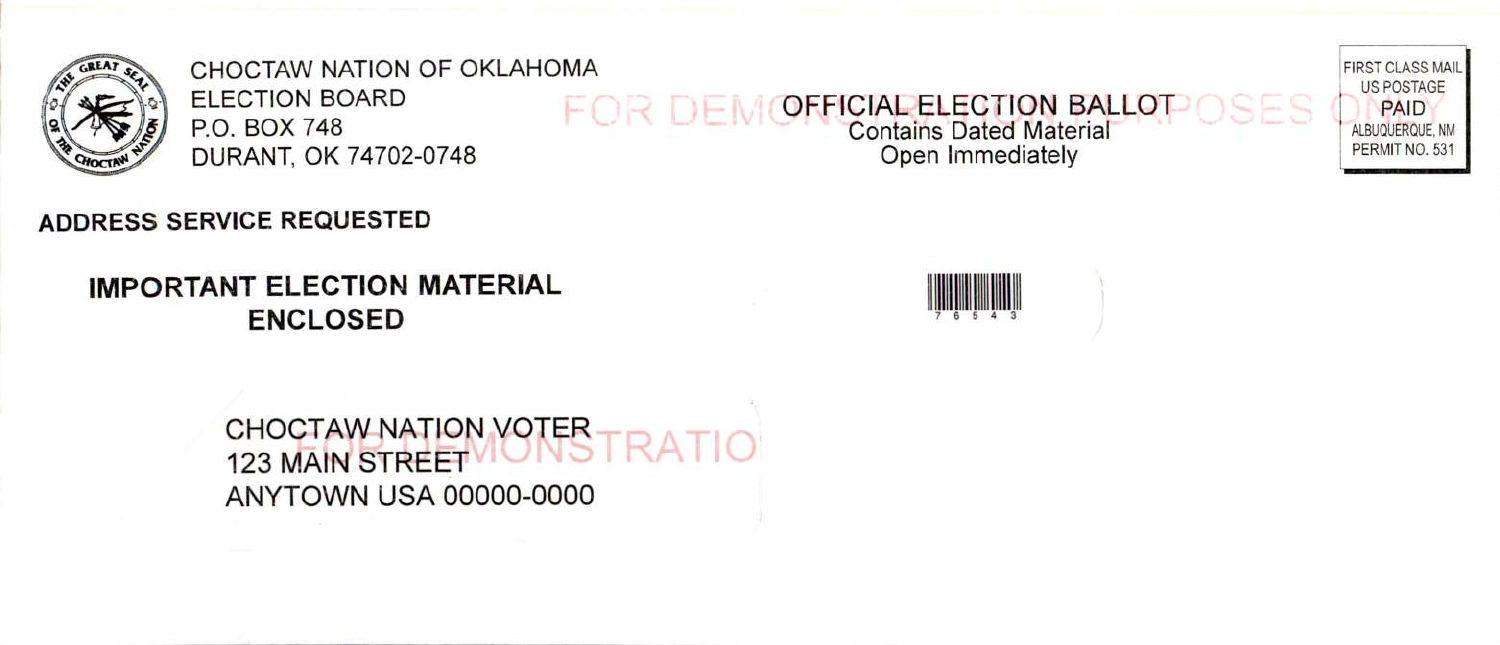CHOCTAW NATION OF OKLAHOMA
ELECTION BOARD
P.O. BOX 748
DURANT, OK 74702-0748

FOR DEMONSTRATION PURPOSES ONLY

**OFFICIAL ELECTION BALLOT**
Contains Dated Material
Open Immediately

FIRST CLASS MAIL
US POSTAGE
PAID
ALBUQUERQUE, NM
PERMIT NO. 531

**ADDRESS SERVICE REQUESTED**

**IMPORTANT ELECTION MATERIAL ENCLOSED**

7 6 5 4 3

CHOCTAW NATION VOTER
123 MAIN STREET
ANYTOWN USA 00000-0000

FOR DEMONSTRATIO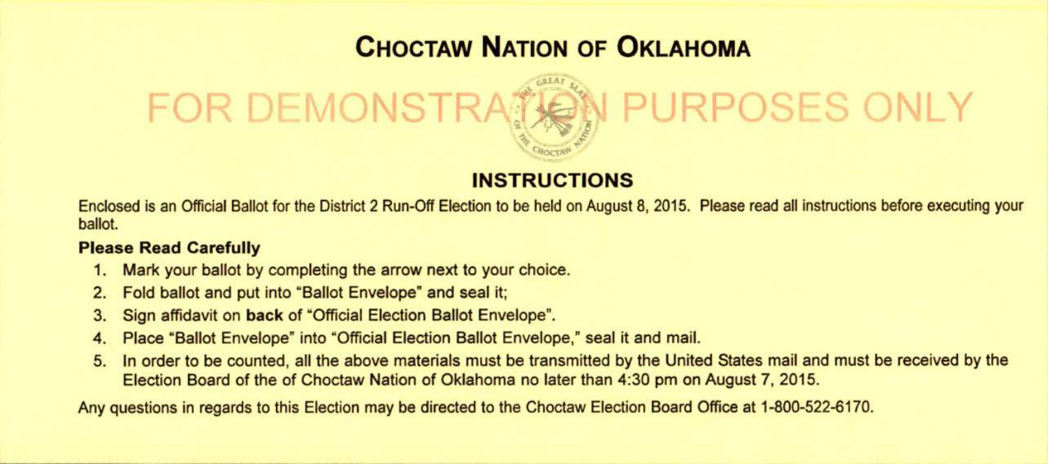# Choctaw Nation of Oklahoma

FOR DEMONSTRATION PURPOSES ONLY

## INSTRUCTIONS

Enclosed is an Official Ballot for the District 2 Run-Off Election to be held on August 8, 2015. Please read all instructions before executing your ballot.

**Please Read Carefully**

1. Mark your ballot by completing the arrow next to your choice.
2. Fold ballot and put into "Ballot Envelope" and seal it;
3. Sign affidavit on **back** of "Official Election Ballot Envelope".
4. Place "Ballot Envelope" into "Official Election Ballot Envelope," seal it and mail.
5. In order to be counted, all the above materials must be transmitted by the United States mail and must be received by the Election Board of the of Choctaw Nation of Oklahoma no later than 4:30 pm on August 7, 2015.

Any questions in regards to this Election may be directed to the Choctaw Election Board Office at 1-800-522-6170.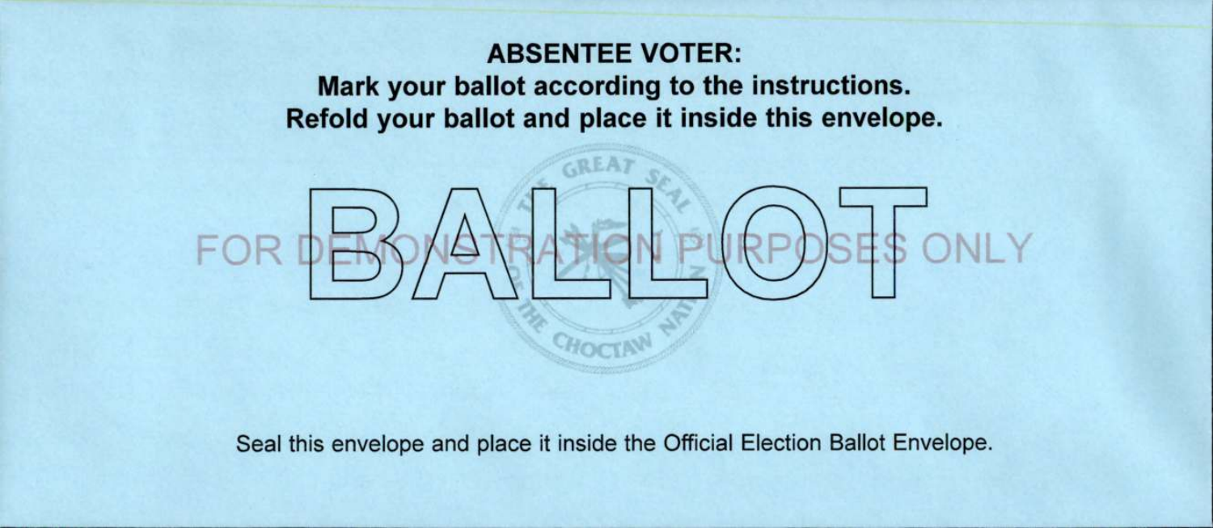**ABSENTEE VOTER:**
**Mark your ballot according to the instructions.**
**Refold your ballot and place it inside this envelope.**

# BALLOT

FOR DEMONSTRATION PURPOSES ONLY

THE GREAT SEAL OF THE CHOCTAW NATION

Seal this envelope and place it inside the Official Election Ballot Envelope.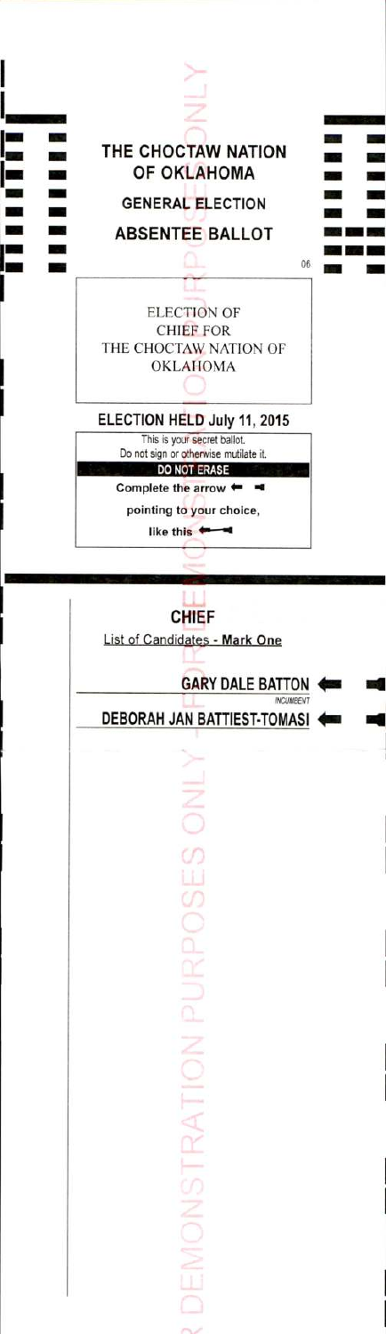# THE CHOCTAW NATION OF OKLAHOMA

## GENERAL ELECTION

## ABSENTEE BALLOT

06

ELECTION OF
CHIEF FOR
THE CHOCTAW NATION OF
OKLAHOMA

**ELECTION HELD July 11, 2015**

This is your secret ballot.
Do not sign or otherwise mutilate it.

**DO NOT ERASE**

**Complete the arrow ⇐ ▬**

**pointing to your choice,**

**like this ⇐━**

## CHIEF

List of Candidates - **Mark One**

**GARY DALE BATTON** ⇐ ▬
*INCUMBENT*

**DEBORAH JAN BATTIEST-TOMASI** ⇐ ▬

FOR DEMONSTRATION PURPOSES ONLY - FOR DEMONSTRATION PURPOSES ONLY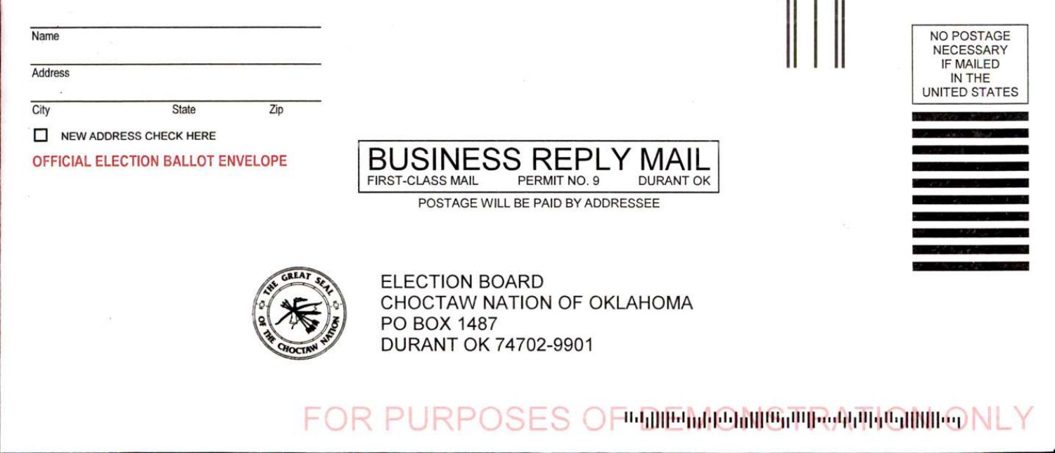Name

Address

City State Zip

☐ NEW ADDRESS CHECK HERE

**OFFICIAL ELECTION BALLOT ENVELOPE**

NO POSTAGE NECESSARY IF MAILED IN THE UNITED STATES

# BUSINESS REPLY MAIL

FIRST-CLASS MAIL PERMIT NO. 9 DURANT OK

POSTAGE WILL BE PAID BY ADDRESSEE

THE GREAT SEAL OF THE CHOCTAW NATION

ELECTION BOARD
CHOCTAW NATION OF OKLAHOMA
PO BOX 1487
DURANT OK 74702-9901

FOR PURPOSES OF DEMONSTRATION ONLY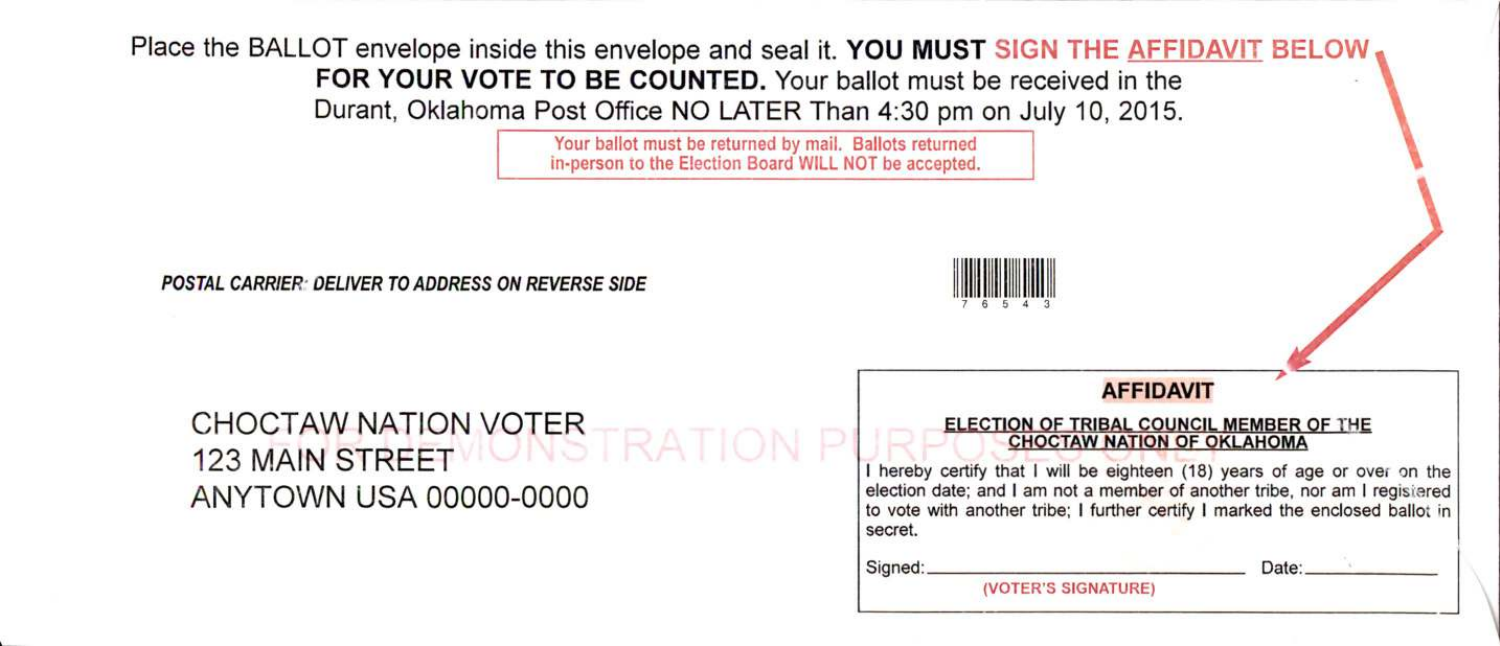Place the BALLOT envelope inside this envelope and seal it. **YOU MUST SIGN THE AFFIDAVIT BELOW FOR YOUR VOTE TO BE COUNTED.** Your ballot must be received in the Durant, Oklahoma Post Office NO LATER Than 4:30 pm on July 10, 2015.

Your ballot must be returned by mail. Ballots returned in-person to the Election Board WILL NOT be accepted.

***POSTAL CARRIER: DELIVER TO ADDRESS ON REVERSE SIDE***

7 6 5 4 3

CHOCTAW NATION VOTER
123 MAIN STREET
ANYTOWN USA 00000-0000

FOR DEMONSTRATION PURPOSES ONLY

**AFFIDAVIT**

**ELECTION OF TRIBAL COUNCIL MEMBER OF THE CHOCTAW NATION OF OKLAHOMA**

I hereby certify that I will be eighteen (18) years of age or over on the election date; and I am not a member of another tribe, nor am I registered to vote with another tribe; I further certify I marked the enclosed ballot in secret.

Signed: ______________________________ Date: ______________

(VOTER'S SIGNATURE)